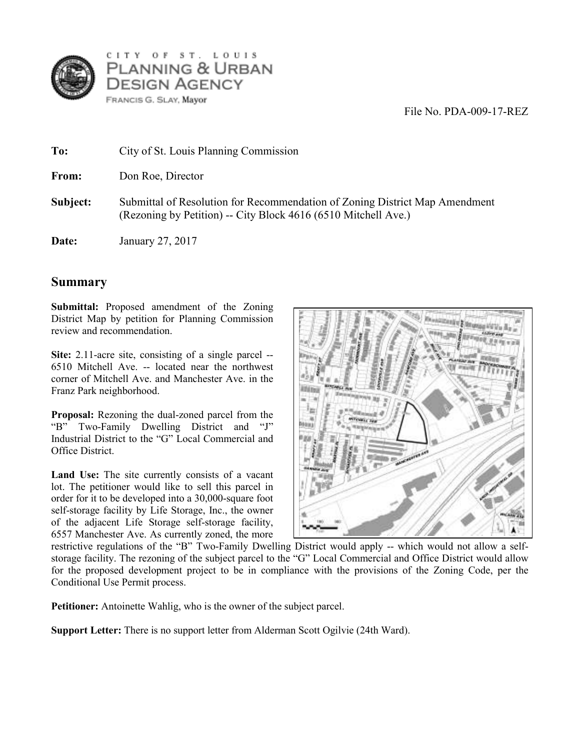CITY OF ST. LOUIS
PLANNING & URBAN DESIGN AGENCY
FRANCIS G. SLAY, Mayor

File No. PDA-009-17-REZ

**To:** City of St. Louis Planning Commission

**From:** Don Roe, Director

**Subject:** Submittal of Resolution for Recommendation of Zoning District Map Amendment (Rezoning by Petition) -- City Block 4616 (6510 Mitchell Ave.)

**Date:** January 27, 2017

## Summary

**Submittal:** Proposed amendment of the Zoning District Map by petition for Planning Commission review and recommendation.

**Site:** 2.11-acre site, consisting of a single parcel -- 6510 Mitchell Ave. -- located near the northwest corner of Mitchell Ave. and Manchester Ave. in the Franz Park neighborhood.

**Proposal:** Rezoning the dual-zoned parcel from the "B" Two-Family Dwelling District and "J" Industrial District to the "G" Local Commercial and Office District.

**Land Use:** The site currently consists of a vacant lot. The petitioner would like to sell this parcel in order for it to be developed into a 30,000-square foot self-storage facility by Life Storage, Inc., the owner of the adjacent Life Storage self-storage facility, 6557 Manchester Ave. As currently zoned, the more restrictive regulations of the "B" Two-Family Dwelling District would apply -- which would not allow a self-storage facility. The rezoning of the subject parcel to the "G" Local Commercial and Office District would allow for the proposed development project to be in compliance with the provisions of the Zoning Code, per the Conditional Use Permit process.

**Petitioner:** Antoinette Wahlig, who is the owner of the subject parcel.

**Support Letter:** There is no support letter from Alderman Scott Ogilvie (24th Ward).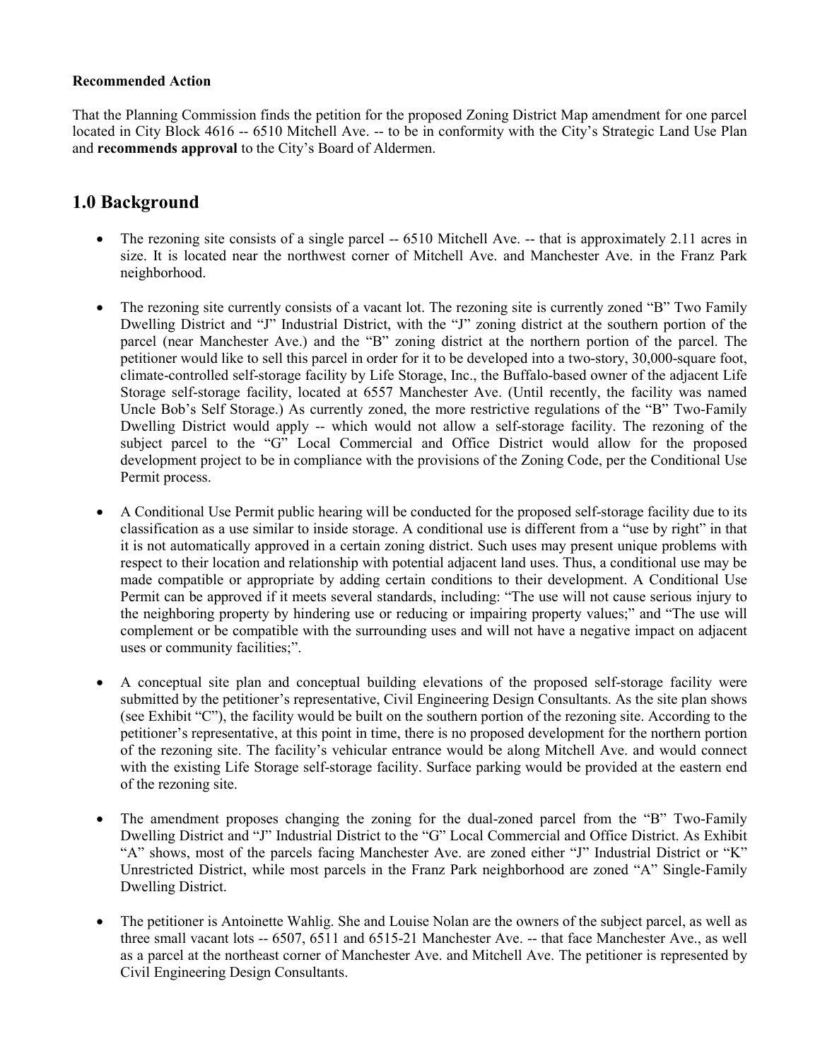**Recommended Action**

That the Planning Commission finds the petition for the proposed Zoning District Map amendment for one parcel located in City Block 4616 -- 6510 Mitchell Ave. -- to be in conformity with the City's Strategic Land Use Plan and **recommends approval** to the City's Board of Aldermen.

## 1.0 Background

- The rezoning site consists of a single parcel -- 6510 Mitchell Ave. -- that is approximately 2.11 acres in size. It is located near the northwest corner of Mitchell Ave. and Manchester Ave. in the Franz Park neighborhood.

- The rezoning site currently consists of a vacant lot. The rezoning site is currently zoned "B" Two Family Dwelling District and "J" Industrial District, with the "J" zoning district at the southern portion of the parcel (near Manchester Ave.) and the "B" zoning district at the northern portion of the parcel. The petitioner would like to sell this parcel in order for it to be developed into a two-story, 30,000-square foot, climate-controlled self-storage facility by Life Storage, Inc., the Buffalo-based owner of the adjacent Life Storage self-storage facility, located at 6557 Manchester Ave. (Until recently, the facility was named Uncle Bob's Self Storage.) As currently zoned, the more restrictive regulations of the "B" Two-Family Dwelling District would apply -- which would not allow a self-storage facility. The rezoning of the subject parcel to the "G" Local Commercial and Office District would allow for the proposed development project to be in compliance with the provisions of the Zoning Code, per the Conditional Use Permit process.

- A Conditional Use Permit public hearing will be conducted for the proposed self-storage facility due to its classification as a use similar to inside storage. A conditional use is different from a "use by right" in that it is not automatically approved in a certain zoning district. Such uses may present unique problems with respect to their location and relationship with potential adjacent land uses. Thus, a conditional use may be made compatible or appropriate by adding certain conditions to their development. A Conditional Use Permit can be approved if it meets several standards, including: "The use will not cause serious injury to the neighboring property by hindering use or reducing or impairing property values;" and "The use will complement or be compatible with the surrounding uses and will not have a negative impact on adjacent uses or community facilities;".

- A conceptual site plan and conceptual building elevations of the proposed self-storage facility were submitted by the petitioner's representative, Civil Engineering Design Consultants. As the site plan shows (see Exhibit "C"), the facility would be built on the southern portion of the rezoning site. According to the petitioner's representative, at this point in time, there is no proposed development for the northern portion of the rezoning site. The facility's vehicular entrance would be along Mitchell Ave. and would connect with the existing Life Storage self-storage facility. Surface parking would be provided at the eastern end of the rezoning site.

- The amendment proposes changing the zoning for the dual-zoned parcel from the "B" Two-Family Dwelling District and "J" Industrial District to the "G" Local Commercial and Office District. As Exhibit "A" shows, most of the parcels facing Manchester Ave. are zoned either "J" Industrial District or "K" Unrestricted District, while most parcels in the Franz Park neighborhood are zoned "A" Single-Family Dwelling District.

- The petitioner is Antoinette Wahlig. She and Louise Nolan are the owners of the subject parcel, as well as three small vacant lots -- 6507, 6511 and 6515-21 Manchester Ave. -- that face Manchester Ave., as well as a parcel at the northeast corner of Manchester Ave. and Mitchell Ave. The petitioner is represented by Civil Engineering Design Consultants.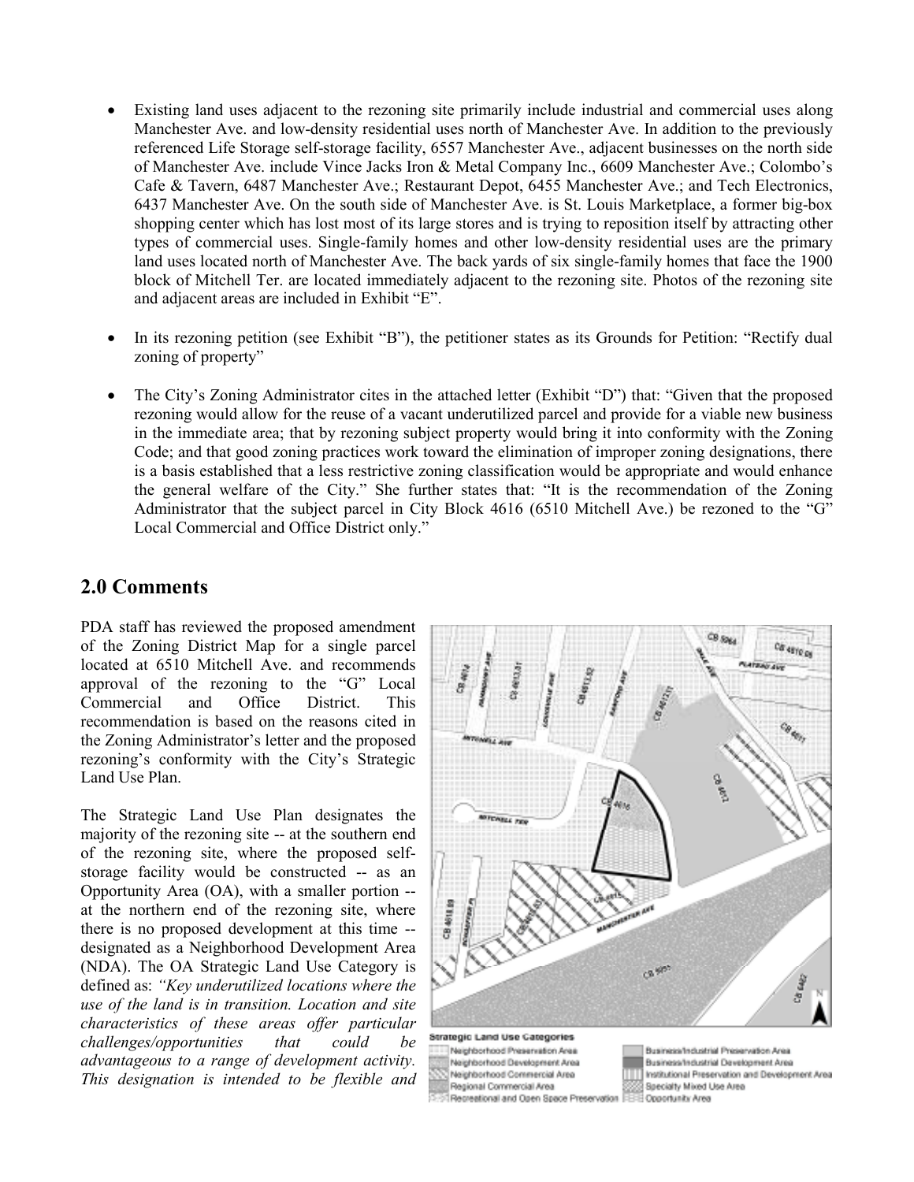- Existing land uses adjacent to the rezoning site primarily include industrial and commercial uses along Manchester Ave. and low-density residential uses north of Manchester Ave. In addition to the previously referenced Life Storage self-storage facility, 6557 Manchester Ave., adjacent businesses on the north side of Manchester Ave. include Vince Jacks Iron & Metal Company Inc., 6609 Manchester Ave.; Colombo's Cafe & Tavern, 6487 Manchester Ave.; Restaurant Depot, 6455 Manchester Ave.; and Tech Electronics, 6437 Manchester Ave. On the south side of Manchester Ave. is St. Louis Marketplace, a former big-box shopping center which has lost most of its large stores and is trying to reposition itself by attracting other types of commercial uses. Single-family homes and other low-density residential uses are the primary land uses located north of Manchester Ave. The back yards of six single-family homes that face the 1900 block of Mitchell Ter. are located immediately adjacent to the rezoning site. Photos of the rezoning site and adjacent areas are included in Exhibit "E".

- In its rezoning petition (see Exhibit "B"), the petitioner states as its Grounds for Petition: "Rectify dual zoning of property"

- The City's Zoning Administrator cites in the attached letter (Exhibit "D") that: "Given that the proposed rezoning would allow for the reuse of a vacant underutilized parcel and provide for a viable new business in the immediate area; that by rezoning subject property would bring it into conformity with the Zoning Code; and that good zoning practices work toward the elimination of improper zoning designations, there is a basis established that a less restrictive zoning classification would be appropriate and would enhance the general welfare of the City." She further states that: "It is the recommendation of the Zoning Administrator that the subject parcel in City Block 4616 (6510 Mitchell Ave.) be rezoned to the "G" Local Commercial and Office District only."

## 2.0 Comments

PDA staff has reviewed the proposed amendment of the Zoning District Map for a single parcel located at 6510 Mitchell Ave. and recommends approval of the rezoning to the "G" Local Commercial and Office District. This recommendation is based on the reasons cited in the Zoning Administrator's letter and the proposed rezoning's conformity with the City's Strategic Land Use Plan.

The Strategic Land Use Plan designates the majority of the rezoning site -- at the southern end of the rezoning site, where the proposed self-storage facility would be constructed -- as an Opportunity Area (OA), with a smaller portion -- at the northern end of the rezoning site, where there is no proposed development at this time -- designated as a Neighborhood Development Area (NDA). The OA Strategic Land Use Category is defined as: *"Key underutilized locations where the use of the land is in transition. Location and site characteristics of these areas offer particular challenges/opportunities that could be advantageous to a range of development activity. This designation is intended to be flexible and*

Strategic Land Use Categories

Neighborhood Preservation Area
Neighborhood Development Area
Neighborhood Commercial Area
Regional Commercial Area
Recreational and Open Space Preservation
Business/Industrial Preservation Area
Business/Industrial Development Area
Institutional Preservation and Development Area
Specialty Mixed Use Area
Opportunity Area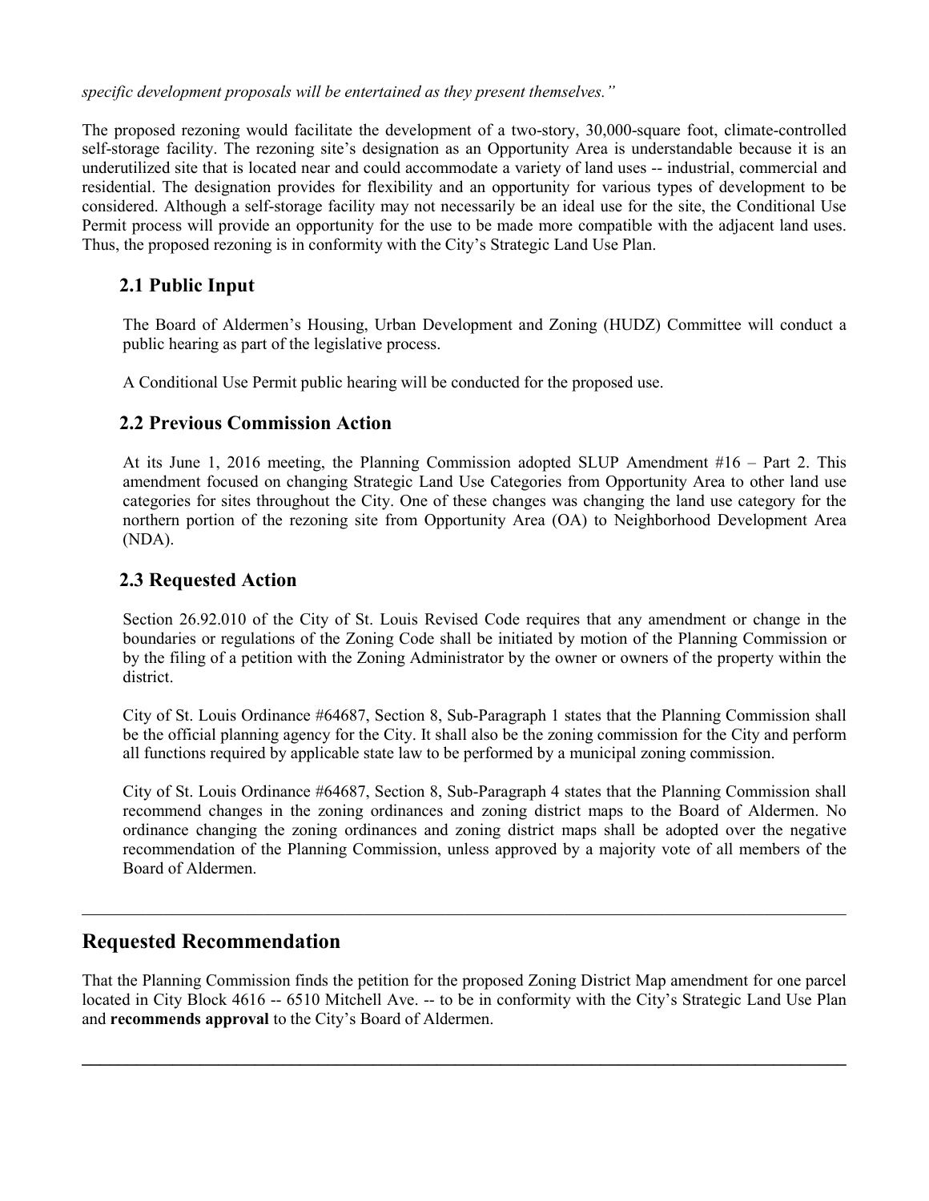*specific development proposals will be entertained as they present themselves."*

The proposed rezoning would facilitate the development of a two-story, 30,000-square foot, climate-controlled self-storage facility. The rezoning site's designation as an Opportunity Area is understandable because it is an underutilized site that is located near and could accommodate a variety of land uses -- industrial, commercial and residential. The designation provides for flexibility and an opportunity for various types of development to be considered. Although a self-storage facility may not necessarily be an ideal use for the site, the Conditional Use Permit process will provide an opportunity for the use to be made more compatible with the adjacent land uses. Thus, the proposed rezoning is in conformity with the City's Strategic Land Use Plan.

### 2.1 Public Input

The Board of Aldermen's Housing, Urban Development and Zoning (HUDZ) Committee will conduct a public hearing as part of the legislative process.

A Conditional Use Permit public hearing will be conducted for the proposed use.

### 2.2 Previous Commission Action

At its June 1, 2016 meeting, the Planning Commission adopted SLUP Amendment #16 – Part 2. This amendment focused on changing Strategic Land Use Categories from Opportunity Area to other land use categories for sites throughout the City. One of these changes was changing the land use category for the northern portion of the rezoning site from Opportunity Area (OA) to Neighborhood Development Area (NDA).

### 2.3 Requested Action

Section 26.92.010 of the City of St. Louis Revised Code requires that any amendment or change in the boundaries or regulations of the Zoning Code shall be initiated by motion of the Planning Commission or by the filing of a petition with the Zoning Administrator by the owner or owners of the property within the district.

City of St. Louis Ordinance #64687, Section 8, Sub-Paragraph 1 states that the Planning Commission shall be the official planning agency for the City. It shall also be the zoning commission for the City and perform all functions required by applicable state law to be performed by a municipal zoning commission.

City of St. Louis Ordinance #64687, Section 8, Sub-Paragraph 4 states that the Planning Commission shall recommend changes in the zoning ordinances and zoning district maps to the Board of Aldermen. No ordinance changing the zoning ordinances and zoning district maps shall be adopted over the negative recommendation of the Planning Commission, unless approved by a majority vote of all members of the Board of Aldermen.

---

## Requested Recommendation

That the Planning Commission finds the petition for the proposed Zoning District Map amendment for one parcel located in City Block 4616 -- 6510 Mitchell Ave. -- to be in conformity with the City's Strategic Land Use Plan and **recommends approval** to the City's Board of Aldermen.

---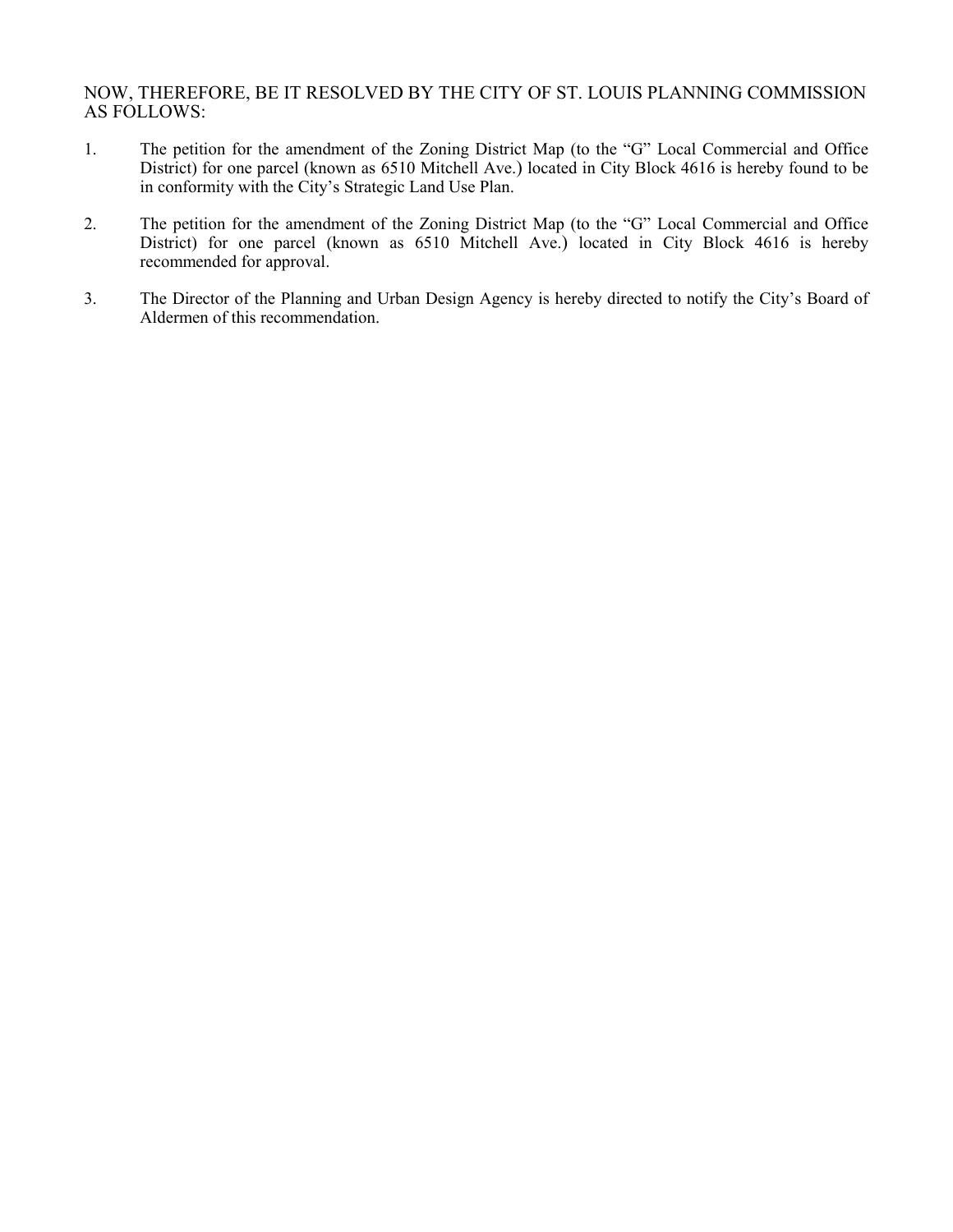NOW, THEREFORE, BE IT RESOLVED BY THE CITY OF ST. LOUIS PLANNING COMMISSION AS FOLLOWS:

1. The petition for the amendment of the Zoning District Map (to the "G" Local Commercial and Office District) for one parcel (known as 6510 Mitchell Ave.) located in City Block 4616 is hereby found to be in conformity with the City's Strategic Land Use Plan.

2. The petition for the amendment of the Zoning District Map (to the "G" Local Commercial and Office District) for one parcel (known as 6510 Mitchell Ave.) located in City Block 4616 is hereby recommended for approval.

3. The Director of the Planning and Urban Design Agency is hereby directed to notify the City's Board of Aldermen of this recommendation.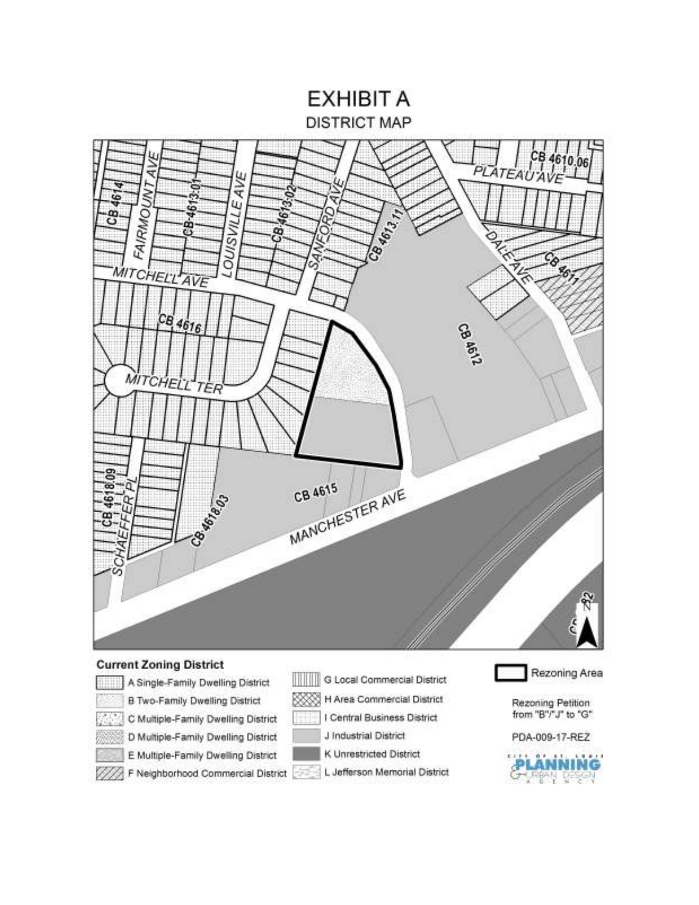# EXHIBIT A

## DISTRICT MAP

**Current Zoning District**

- A Single-Family Dwelling District
- B Two-Family Dwelling District
- C Multiple-Family Dwelling District
- D Multiple-Family Dwelling District
- E Multiple-Family Dwelling District
- F Neighborhood Commercial District
- G Local Commercial District
- H Area Commercial District
- I Central Business District
- J Industrial District
- K Unrestricted District
- L Jefferson Memorial District

Rezoning Area

Rezoning Petition from "B"/"J" to "G"

PDA-009-17-REZ

CITY OF ST. LOUIS PLANNING & URBAN DESIGN AGENCY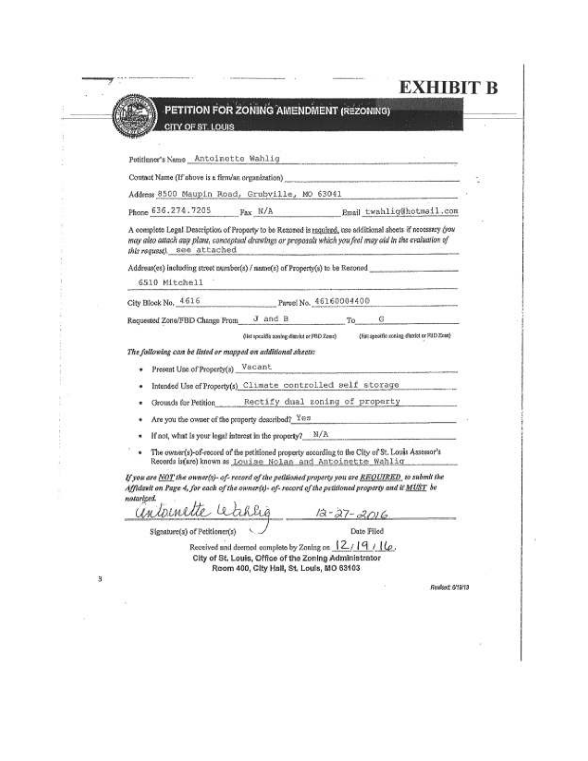# EXHIBIT B

## PETITION FOR ZONING AMENDMENT (REZONING)

CITY OF ST. LOUIS

Petitioner's Name Antoinette Wahlig

Contact Name (If above is a firm/an organization)

Address 8500 Maupin Road, Grubville, MO 63041

Phone 636.274.7205 Fax N/A Email twahlig@hotmail.com

A complete Legal Description of Property to be Rezoned is required, use additional sheets if necessary *(you may also attach any plans, conceptual drawings or proposals which you feel may aid in the evaluation of this request)* see attached

Address(es) including street number(s) / name(s) of Property(s) to be Rezoned

6510 Mitchell

City Block No. 4616 Parcel No. 46160004400

Requested Zone/FBD Change From J and B To G

(list specific zoning district or FBD Zone) (list specific zoning district or FBD Zone)

*The following can be listed or mapped on additional sheets:*

- Present Use of Property(s) Vacant
- Intended Use of Property(s) Climate controlled self storage
- Grounds for Petition Rectify dual zoning of property
- Are you the owner of the property described? Yes
- If not, what is your legal interest in the property? N/A
- The owner(s)-of-record of the petitioned property according to the City of St. Louis Assessor's Records is(are) known as Louise Nolan and Antoinette Wahlig

*If you are NOT the owner(s)- of- record of the petitioned property you are REQUIRED to submit the Affidavit on Page 4, for each of the owner(s)- of- record of the petitioned property and it MUST be notarized.*

Antoinette Wahlig 12-27-2016

Signature(s) of Petitioner(s) Date Filed

Received and deemed complete by Zoning on 12/19/16.

**City of St. Louis, Office of the Zoning Administrator**
**Room 400, City Hall, St. Louis, MO 63103**

Revised 6/19/13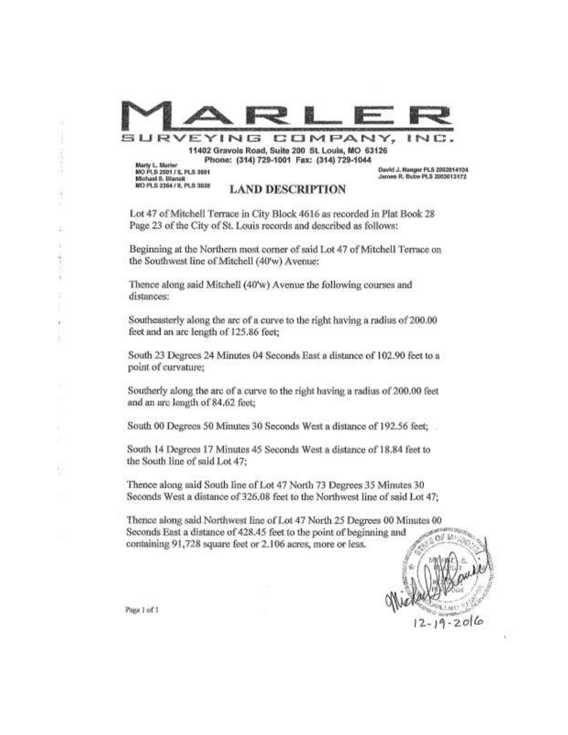# MARLER

## SURVEYING COMPANY, INC.

11402 Gravois Road, Suite 200 St. Louis, MO 63126
Phone: (314) 729-1001 Fax: (314) 729-1044

Marty L. Marler
MO PLS 2501 / IL PLS 3591
Michael S. Blansit
MO PLS 2364 / IL PLS 3038

David J. Nanger PLS 2002014104
James R. Bebe PLS 2003013172

## LAND DESCRIPTION

Lot 47 of Mitchell Terrace in City Block 4616 as recorded in Plat Book 28 Page 23 of the City of St. Louis records and described as follows:

Beginning at the Northern most corner of said Lot 47 of Mitchell Terrace on the Southwest line of Mitchell (40'w) Avenue:

Thence along said Mitchell (40'w) Avenue the following courses and distances:

Southeasterly along the arc of a curve to the right having a radius of 200.00 feet and an arc length of 125.86 feet;

South 23 Degrees 24 Minutes 04 Seconds East a distance of 102.90 feet to a point of curvature;

Southerly along the arc of a curve to the right having a radius of 200.00 feet and an arc length of 84.62 feet;

South 00 Degrees 50 Minutes 30 Seconds West a distance of 192.56 feet;

South 14 Degrees 17 Minutes 45 Seconds West a distance of 18.84 feet to the South line of said Lot 47;

Thence along said South line of Lot 47 North 73 Degrees 35 Minutes 30 Seconds West a distance of 326.08 feet to the Northwest line of said Lot 47;

Thence along said Northwest line of Lot 47 North 25 Degrees 00 Minutes 00 Seconds East a distance of 428.45 feet to the point of beginning and containing 91,728 square feet or 2.106 acres, more or less.

12-19-2016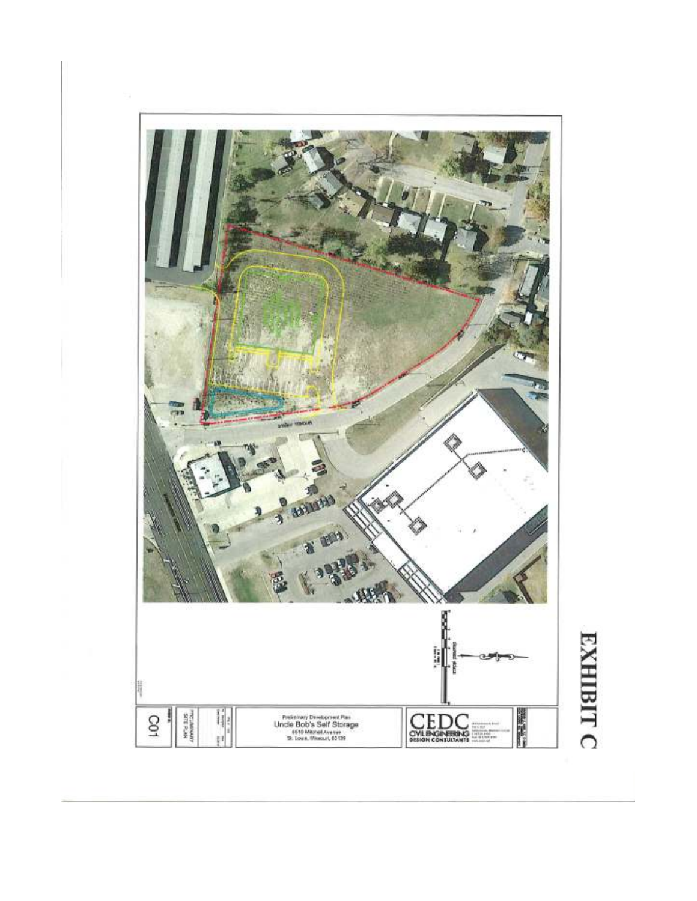# EXHIBIT C

Preliminary Development Plan
Uncle Bob's Self Storage
6610 Mitchell Avenue
St. Louis, Missouri, 63139

CEDC
CIVIL ENGINEERING
DESIGN CONSULTANTS

PRELIMINARY SITE PLAN

C01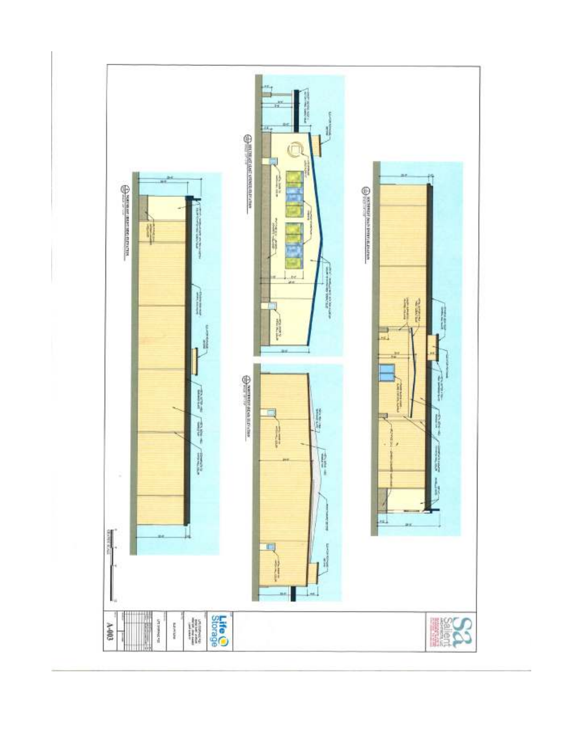Life Storage

A-003

Salient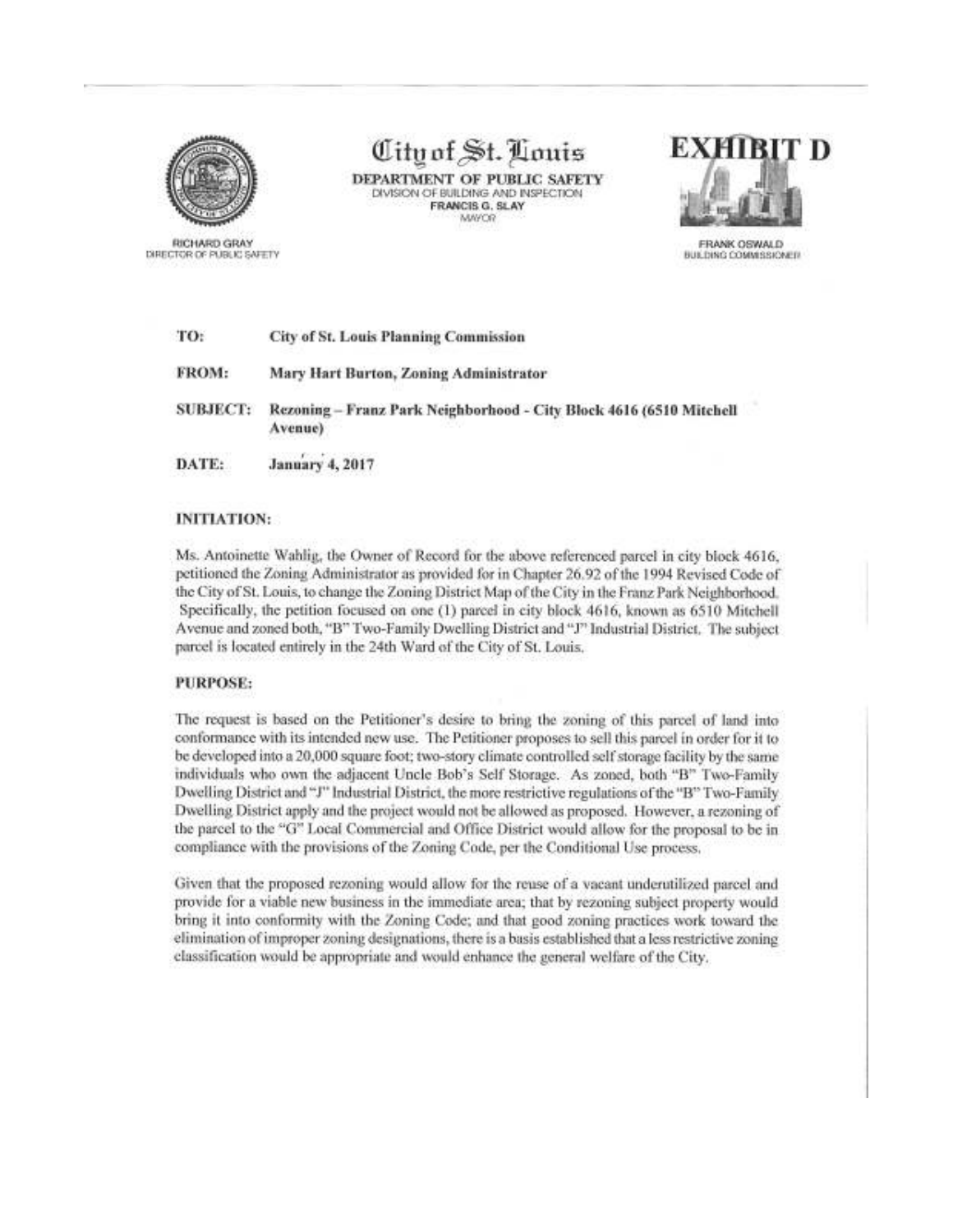City of St. Louis

DEPARTMENT OF PUBLIC SAFETY
DIVISION OF BUILDING AND INSPECTION
FRANCIS G. SLAY
MAYOR

RICHARD GRAY
DIRECTOR OF PUBLIC SAFETY

**EXHIBIT D**

FRANK OSWALD
BUILDING COMMISSIONER

**TO:** **City of St. Louis Planning Commission**

**FROM:** **Mary Hart Burton, Zoning Administrator**

**SUBJECT:** **Rezoning – Franz Park Neighborhood - City Block 4616 (6510 Mitchell Avenue)**

**DATE:** **January 4, 2017**

**INITIATION:**

Ms. Antoinette Wahlig, the Owner of Record for the above referenced parcel in city block 4616, petitioned the Zoning Administrator as provided for in Chapter 26.92 of the 1994 Revised Code of the City of St. Louis, to change the Zoning District Map of the City in the Franz Park Neighborhood. Specifically, the petition focused on one (1) parcel in city block 4616, known as 6510 Mitchell Avenue and zoned both, "B" Two-Family Dwelling District and "J" Industrial District. The subject parcel is located entirely in the 24th Ward of the City of St. Louis.

**PURPOSE:**

The request is based on the Petitioner's desire to bring the zoning of this parcel of land into conformance with its intended new use. The Petitioner proposes to sell this parcel in order for it to be developed into a 20,000 square foot; two-story climate controlled self storage facility by the same individuals who own the adjacent Uncle Bob's Self Storage. As zoned, both "B" Two-Family Dwelling District and "J" Industrial District, the more restrictive regulations of the "B" Two-Family Dwelling District apply and the project would not be allowed as proposed. However, a rezoning of the parcel to the "G" Local Commercial and Office District would allow for the proposal to be in compliance with the provisions of the Zoning Code, per the Conditional Use process.

Given that the proposed rezoning would allow for the reuse of a vacant underutilized parcel and provide for a viable new business in the immediate area; that by rezoning subject property would bring it into conformity with the Zoning Code; and that good zoning practices work toward the elimination of improper zoning designations, there is a basis established that a less restrictive zoning classification would be appropriate and would enhance the general welfare of the City.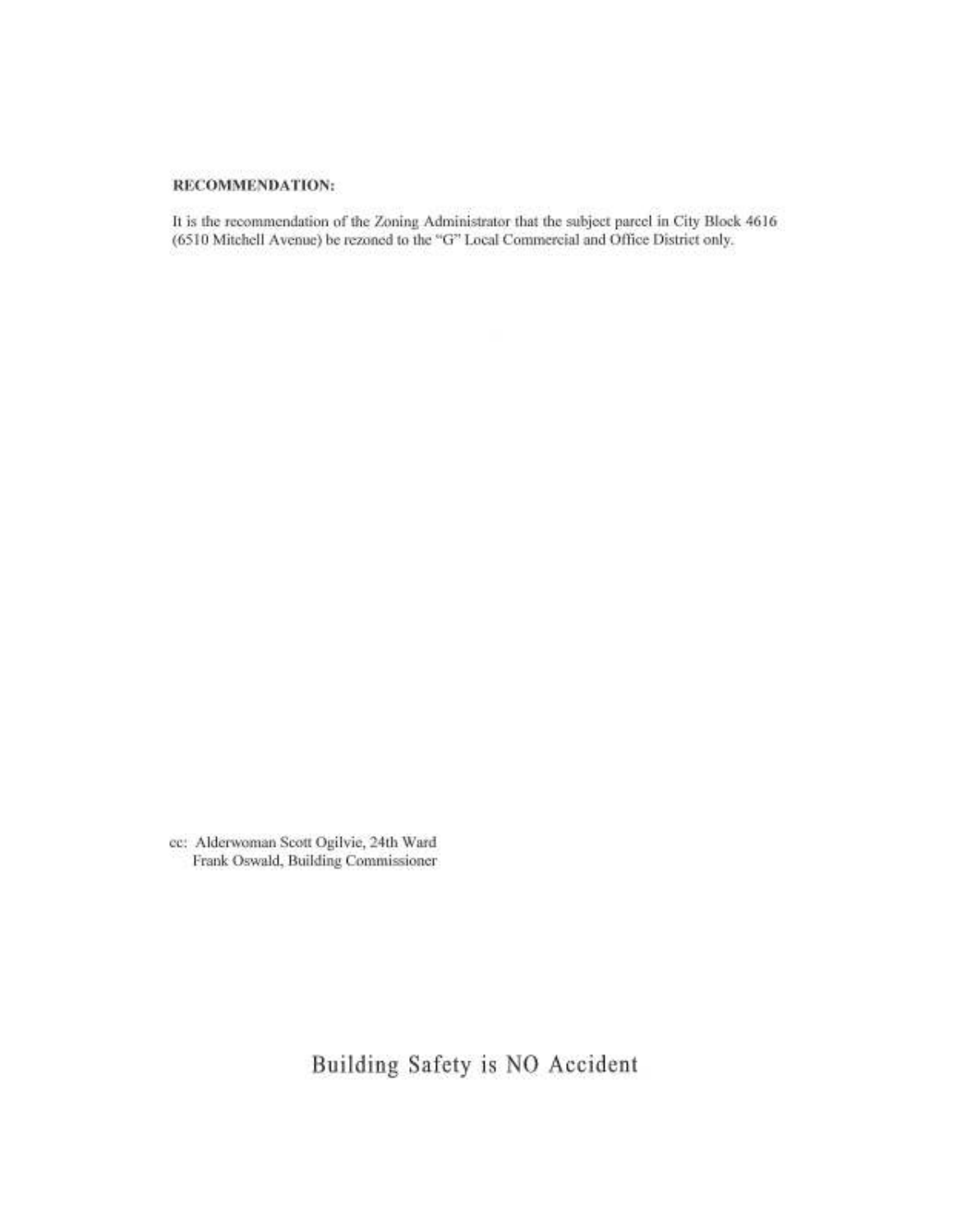**RECOMMENDATION:**

It is the recommendation of the Zoning Administrator that the subject parcel in City Block 4616 (6510 Mitchell Avenue) be rezoned to the "G" Local Commercial and Office District only.

cc: Alderwoman Scott Ogilvie, 24th Ward
Frank Oswald, Building Commissioner

Building Safety is NO Accident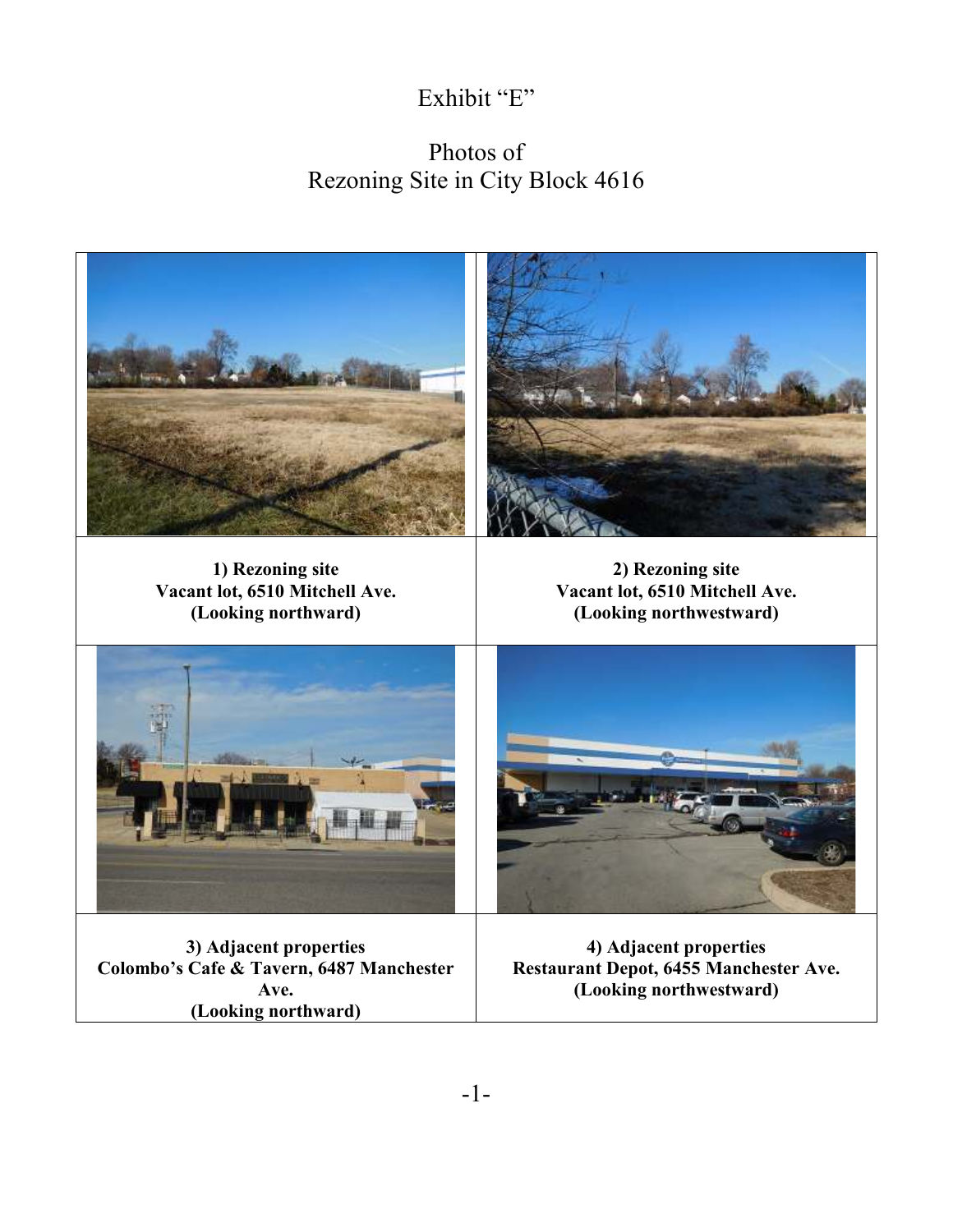# Exhibit "E"

## Photos of
## Rezoning Site in City Block 4616

| | |
|---|---|
| **1) Rezoning site**<br>**Vacant lot, 6510 Mitchell Ave.**<br>**(Looking northward)** | **2) Rezoning site**<br>**Vacant lot, 6510 Mitchell Ave.**<br>**(Looking northwestward)** |
| **3) Adjacent properties**<br>**Colombo's Cafe & Tavern, 6487 Manchester Ave.**<br>**(Looking northward)** | **4) Adjacent properties**<br>**Restaurant Depot, 6455 Manchester Ave.**<br>**(Looking northwestward)** |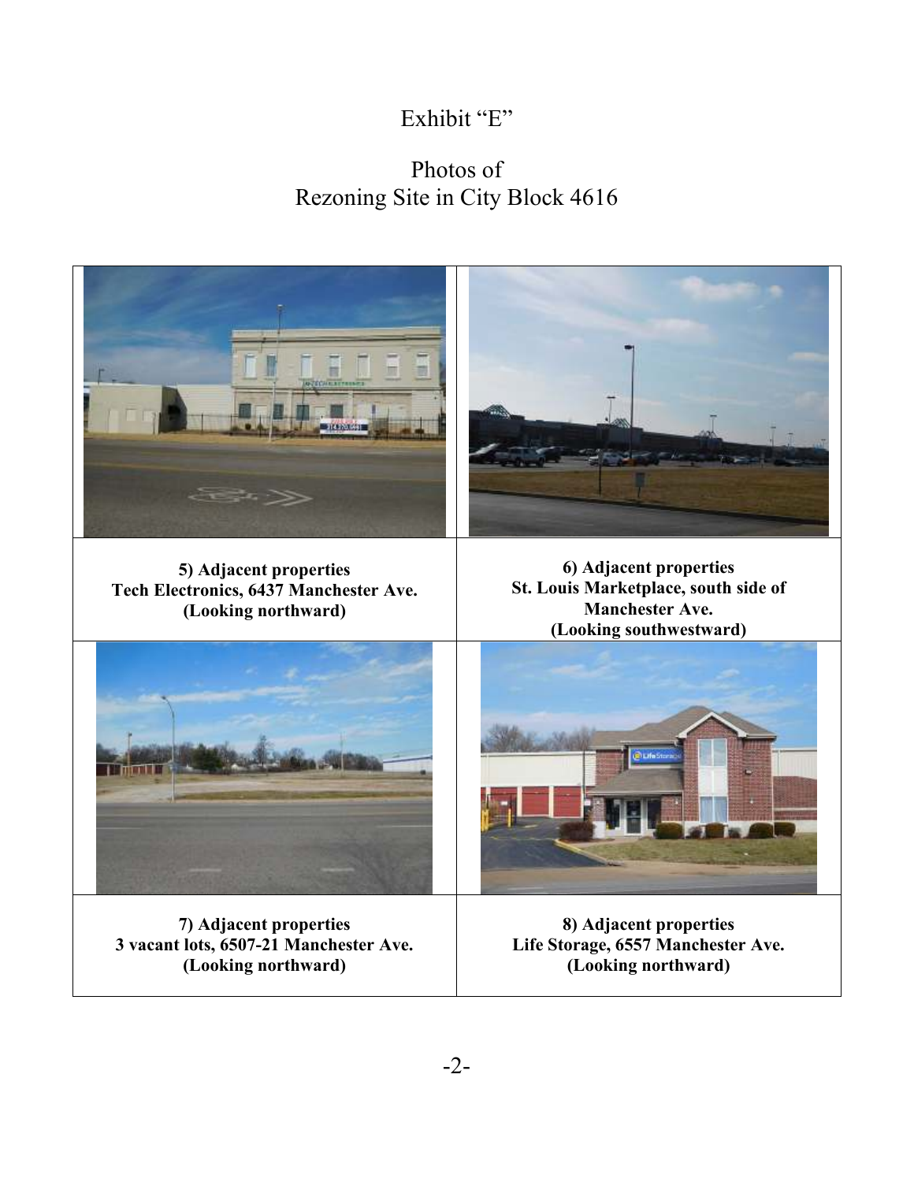Exhibit "E"

Photos of
Rezoning Site in City Block 4616

| **5) Adjacent properties**<br>**Tech Electronics, 6437 Manchester Ave.**<br>**(Looking northward)** | **6) Adjacent properties**<br>**St. Louis Marketplace, south side of Manchester Ave.**<br>**(Looking southwestward)** |
|---|---|
| **7) Adjacent properties**<br>**3 vacant lots, 6507-21 Manchester Ave.**<br>**(Looking northward)** | **8) Adjacent properties**<br>**Life Storage, 6557 Manchester Ave.**<br>**(Looking northward)** |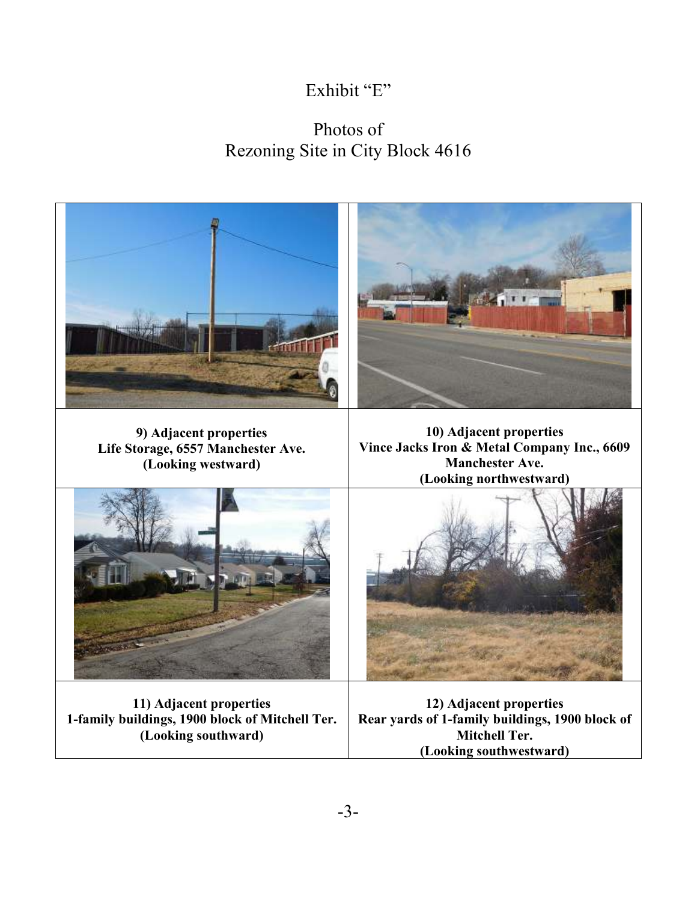# Exhibit "E"

## Photos of
## Rezoning Site in City Block 4616

**9) Adjacent properties**
**Life Storage, 6557 Manchester Ave.**
**(Looking westward)**

**10) Adjacent properties**
**Vince Jacks Iron & Metal Company Inc., 6609 Manchester Ave.**
**(Looking northwestward)**

**11) Adjacent properties**
**1-family buildings, 1900 block of Mitchell Ter.**
**(Looking southward)**

**12) Adjacent properties**
**Rear yards of 1-family buildings, 1900 block of Mitchell Ter.**
**(Looking southwestward)**